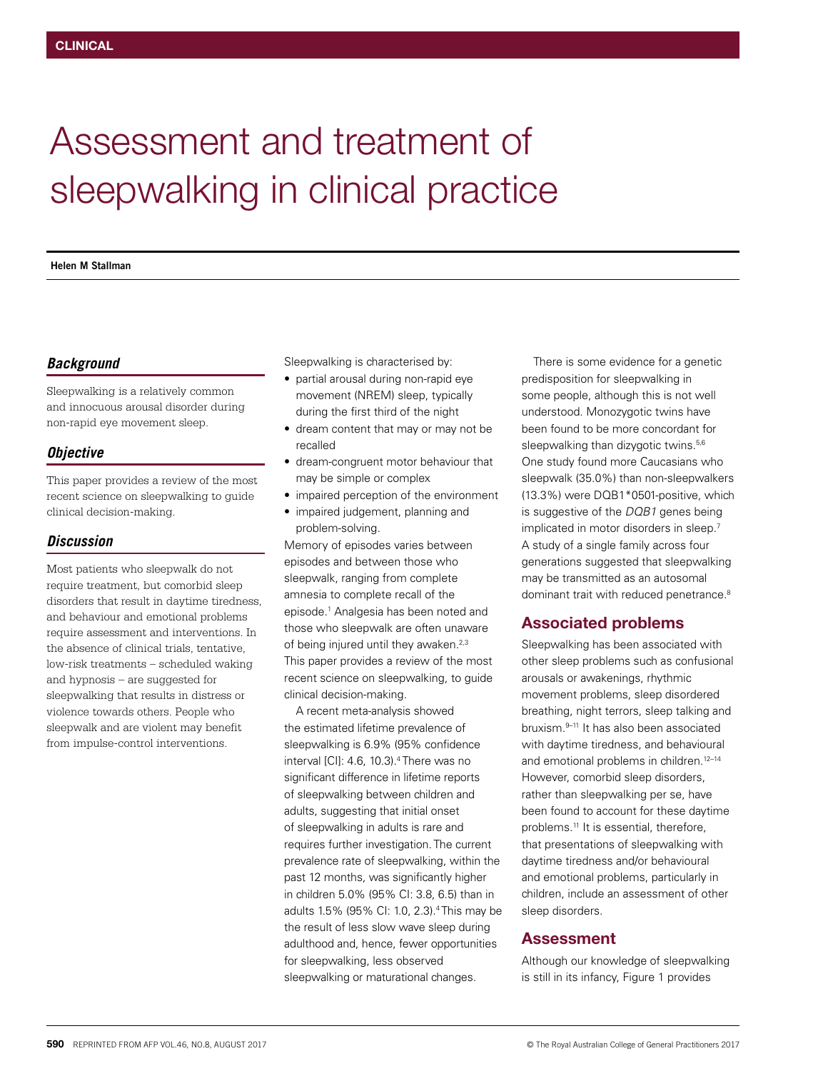# Assessment and treatment of sleepwalking in clinical practice

**Helen M Stallman**

### *Background*

Sleepwalking is a relatively common and innocuous arousal disorder during non-rapid eye movement sleep.

### *Objective*

This paper provides a review of the most recent science on sleepwalking to guide clinical decision-making.

### *Discussion*

Most patients who sleepwalk do not require treatment, but comorbid sleep disorders that result in daytime tiredness, and behaviour and emotional problems require assessment and interventions. In the absence of clinical trials, tentative, low-risk treatments – scheduled waking and hypnosis – are suggested for sleepwalking that results in distress or violence towards others. People who sleepwalk and are violent may benefit from impulse-control interventions.

Sleepwalking is characterised by:

- partial arousal during non-rapid eye movement (NREM) sleep, typically during the first third of the night
- dream content that may or may not be recalled
- dream-congruent motor behaviour that may be simple or complex
- impaired perception of the environment
- impaired judgement, planning and problem-solving.

Memory of episodes varies between episodes and between those who sleepwalk, ranging from complete amnesia to complete recall of the episode.[1] Analgesia has been noted and those who sleepwalk are often unaware of being injured until they awaken.[2,3] This paper provides a review of the most recent science on sleepwalking, to guide clinical decision-making.

A recent meta-analysis showed the estimated lifetime prevalence of sleepwalking is 6.9% (95% confidence interval [CI]: 4.6, 10.3).[4] There was no significant difference in lifetime reports of sleepwalking between children and adults, suggesting that initial onset of sleepwalking in adults is rare and requires further investigation. The current prevalence rate of sleepwalking, within the past 12 months, was significantly higher in children 5.0% (95% CI: 3.8, 6.5) than in adults 1.5% (95% CI: 1.0, 2.3).[4] This may be the result of less slow wave sleep during adulthood and, hence, fewer opportunities for sleepwalking, less observed sleepwalking or maturational changes.

There is some evidence for a genetic predisposition for sleepwalking in some people, although this is not well understood. Monozygotic twins have been found to be more concordant for sleepwalking than dizygotic twins.[5,6] One study found more Caucasians who sleepwalk (35.0%) than non-sleepwalkers (13.3%) were DQB1*0501-positive, which is suggestive of the *DQB1* genes being implicated in motor disorders in sleep.[7] A study of a single family across four generations suggested that sleepwalking may be transmitted as an autosomal dominant trait with reduced penetrance.[8]

## Associated problems

Sleepwalking has been associated with other sleep problems such as confusional arousals or awakenings, rhythmic movement problems, sleep disordered breathing, night terrors, sleep talking and bruxism.[9–11] It has also been associated with daytime tiredness, and behavioural and emotional problems in children.[12–14] However, comorbid sleep disorders, rather than sleepwalking per se, have been found to account for these daytime problems.[11] It is essential, therefore, that presentations of sleepwalking with daytime tiredness and/or behavioural and emotional problems, particularly in children, include an assessment of other sleep disorders.

## Assessment

Although our knowledge of sleepwalking is still in its infancy, Figure 1 provides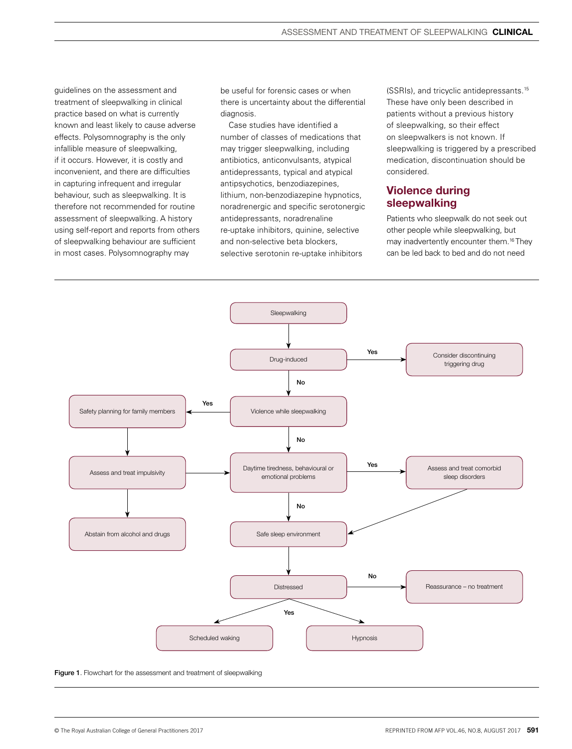guidelines on the assessment and treatment of sleepwalking in clinical practice based on what is currently known and least likely to cause adverse effects. Polysomnography is the only infallible measure of sleepwalking, if it occurs. However, it is costly and inconvenient, and there are difficulties in capturing infrequent and irregular behaviour, such as sleepwalking. It is therefore not recommended for routine assessment of sleepwalking. A history using self-report and reports from others of sleepwalking behaviour are sufficient in most cases. Polysomnography may be useful for forensic cases or when there is uncertainty about the differential diagnosis.

Case studies have identified a number of classes of medications that may trigger sleepwalking, including antibiotics, anticonvulsants, atypical antidepressants, typical and atypical antipsychotics, benzodiazepines, lithium, non-benzodiazepine hypnotics, noradrenergic and specific serotonergic antidepressants, noradrenaline re-uptake inhibitors, quinine, selective and non-selective beta blockers, selective serotonin re-uptake inhibitors (SSRIs), and tricyclic antidepressants.[15] These have only been described in patients without a previous history of sleepwalking, so their effect on sleepwalkers is not known. If sleepwalking is triggered by a prescribed medication, discontinuation should be considered.

## Violence during sleepwalking

Patients who sleepwalk do not seek out other people while sleepwalking, but may inadvertently encounter them.[16] They can be led back to bed and do not need

- Sleepwalking → Drug-induced
  - Yes → Consider discontinuing triggering drug
  - No → Violence while sleepwalking
- Violence while sleepwalking
  - Yes → Safety planning for family members → Assess and treat impulsivity → Abstain from alcohol and drugs; Assess and treat impulsivity → Daytime tiredness, behavioural or emotional problems
  - No → Daytime tiredness, behavioural or emotional problems
- Daytime tiredness, behavioural or emotional problems
  - Yes → Assess and treat comorbid sleep disorders → Safe sleep environment
  - No → Safe sleep environment
- Safe sleep environment → Distressed
- Distressed
  - No → Reassurance – no treatment
  - Yes → Scheduled waking; Hypnosis

**Figure 1**. Flowchart for the assessment and treatment of sleepwalking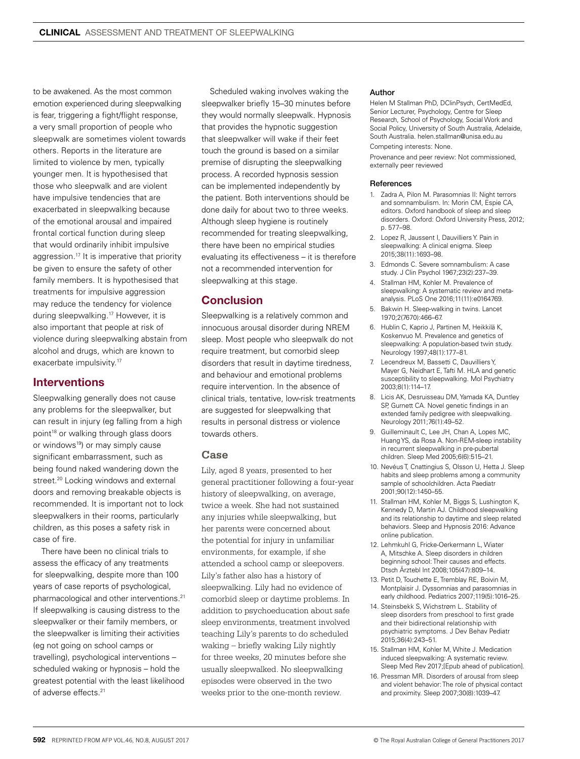to be awakened. As the most common emotion experienced during sleepwalking is fear, triggering a fight/flight response, a very small proportion of people who sleepwalk are sometimes violent towards others. Reports in the literature are limited to violence by men, typically younger men. It is hypothesised that those who sleepwalk and are violent have impulsive tendencies that are exacerbated in sleepwalking because of the emotional arousal and impaired frontal cortical function during sleep that would ordinarily inhibit impulsive aggression.[17] It is imperative that priority be given to ensure the safety of other family members. It is hypothesised that treatments for impulsive aggression may reduce the tendency for violence during sleepwalking.[17] However, it is also important that people at risk of violence during sleepwalking abstain from alcohol and drugs, which are known to exacerbate impulsivity.[17]

## Interventions

Sleepwalking generally does not cause any problems for the sleepwalker, but can result in injury (eg falling from a high point[18] or walking through glass doors or windows[19]) or may simply cause significant embarrassment, such as being found naked wandering down the street.[20] Locking windows and external doors and removing breakable objects is recommended. It is important not to lock sleepwalkers in their rooms, particularly children, as this poses a safety risk in case of fire.

There have been no clinical trials to assess the efficacy of any treatments for sleepwalking, despite more than 100 years of case reports of psychological, pharmacological and other interventions.[21] If sleepwalking is causing distress to the sleepwalker or their family members, or the sleepwalker is limiting their activities (eg not going on school camps or travelling), psychological interventions – scheduled waking or hypnosis – hold the greatest potential with the least likelihood of adverse effects.[21]

Scheduled waking involves waking the sleepwalker briefly 15–30 minutes before they would normally sleepwalk. Hypnosis that provides the hypnotic suggestion that sleepwalker will wake if their feet touch the ground is based on a similar premise of disrupting the sleepwalking process. A recorded hypnosis session can be implemented independently by the patient. Both interventions should be done daily for about two to three weeks. Although sleep hygiene is routinely recommended for treating sleepwalking, there have been no empirical studies evaluating its effectiveness – it is therefore not a recommended intervention for sleepwalking at this stage.

## Conclusion

Sleepwalking is a relatively common and innocuous arousal disorder during NREM sleep. Most people who sleepwalk do not require treatment, but comorbid sleep disorders that result in daytime tiredness, and behaviour and emotional problems require intervention. In the absence of clinical trials, tentative, low-risk treatments are suggested for sleepwalking that results in personal distress or violence towards others.

### Case

Lily, aged 8 years, presented to her general practitioner following a four-year history of sleepwalking, on average, twice a week. She had not sustained any injuries while sleepwalking, but her parents were concerned about the potential for injury in unfamiliar environments, for example, if she attended a school camp or sleepovers. Lily's father also has a history of sleepwalking. Lily had no evidence of comorbid sleep or daytime problems. In addition to psychoeducation about safe sleep environments, treatment involved teaching Lily's parents to do scheduled waking – briefly waking Lily nightly for three weeks, 20 minutes before she usually sleepwalked. No sleepwalking episodes were observed in the two weeks prior to the one-month review.

#### Author

Helen M Stallman PhD, DClinPsych, CertMedEd, Senior Lecturer, Psychology, Centre for Sleep Research, School of Psychology, Social Work and Social Policy, University of South Australia, Adelaide, South Australia. helen.stallman@unisa.edu.au

Competing interests: None.

Provenance and peer review: Not commissioned, externally peer reviewed

#### References

1. Zadra A, Pilon M. Parasomnias II: Night terrors and somnambulism. In: Morin CM, Espie CA, editors. Oxford handbook of sleep and sleep disorders. Oxford: Oxford University Press, 2012; p. 577–98.
2. Lopez R, Jaussent I, Dauvilliers Y. Pain in sleepwalking: A clinical enigma. Sleep 2015;38(11):1693–98.
3. Edmonds C. Severe somnambulism: A case study. J Clin Psychol 1967;23(2):237–39.
4. Stallman HM, Kohler M. Prevalence of sleepwalking: A systematic review and meta-analysis. PLoS One 2016;11(11):e0164769.
5. Bakwin H. Sleep-walking in twins. Lancet 1970;2(7670):466–67.
6. Hublin C, Kaprio J, Partinen M, Heikkilä K, Koskenvuo M. Prevalence and genetics of sleepwalking: A population-based twin study. Neurology 1997;48(1):177–81.
7. Lecendreux M, Bassetti C, Dauvilliers Y, Mayer G, Neidhart E, Tafti M. HLA and genetic susceptibility to sleepwalking. Mol Psychiatry 2003;8(1):114–17.
8. Licis AK, Desruisseau DM, Yamada KA, Duntley SP, Gurnett CA. Novel genetic findings in an extended family pedigree with sleepwalking. Neurology 2011;76(1):49–52.
9. Guilleminault C, Lee JH, Chan A, Lopes MC, Huang YS, da Rosa A. Non-REM-sleep instability in recurrent sleepwalking in pre-pubertal children. Sleep Med 2005;6(6):515–21.
10. Nevéus T, Cnattingius S, Olsson U, Hetta J. Sleep habits and sleep problems among a community sample of schoolchildren. Acta Paediatr 2001;90(12):1450–55.
11. Stallman HM, Kohler M, Biggs S, Lushington K, Kennedy D, Martin AJ. Childhood sleepwalking and its relationship to daytime and sleep related behaviors. Sleep and Hypnosis 2016: Advance online publication.
12. Lehmkuhl G, Fricke-Oerkermann L, Wiater A, Mitschke A. Sleep disorders in children beginning school: Their causes and effects. Dtsch Ärztebl Int 2008;105(47):809–14.
13. Petit D, Touchette E, Tremblay RE, Boivin M, Montplaisir J. Dyssomnias and parasomnias in early childhood. Pediatrics 2007;119(5):1016–25.
14. Steinsbekk S, Wichstrøm L. Stability of sleep disorders from preschool to first grade and their bidirectional relationship with psychiatric symptoms. J Dev Behav Pediatr 2015;36(4):243–51.
15. Stallman HM, Kohler M, White J. Medication induced sleepwalking: A systematic review. Sleep Med Rev 2017;[Epub ahead of publication].
16. Pressman MR. Disorders of arousal from sleep and violent behavior: The role of physical contact and proximity. Sleep 2007;30(8):1039–47.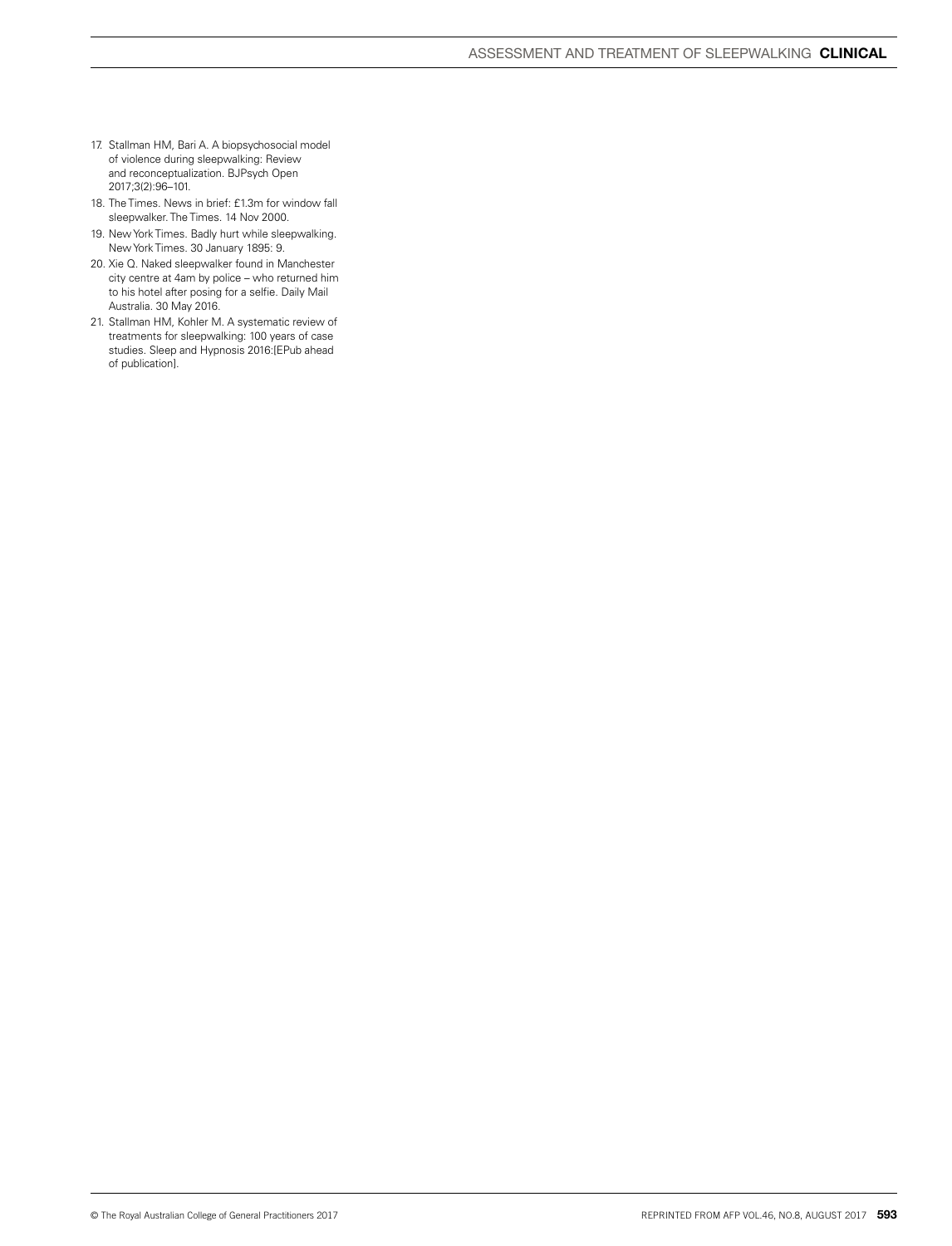17. Stallman HM, Bari A. A biopsychosocial model of violence during sleepwalking: Review and reconceptualization. BJPsych Open 2017;3(2):96–101.
18. The Times. News in brief: £1.3m for window fall sleepwalker. The Times. 14 Nov 2000.
19. New York Times. Badly hurt while sleepwalking. New York Times. 30 January 1895: 9.
20. Xie Q. Naked sleepwalker found in Manchester city centre at 4am by police – who returned him to his hotel after posing for a selfie. Daily Mail Australia. 30 May 2016.
21. Stallman HM, Kohler M. A systematic review of treatments for sleepwalking: 100 years of case studies. Sleep and Hypnosis 2016:[EPub ahead of publication].